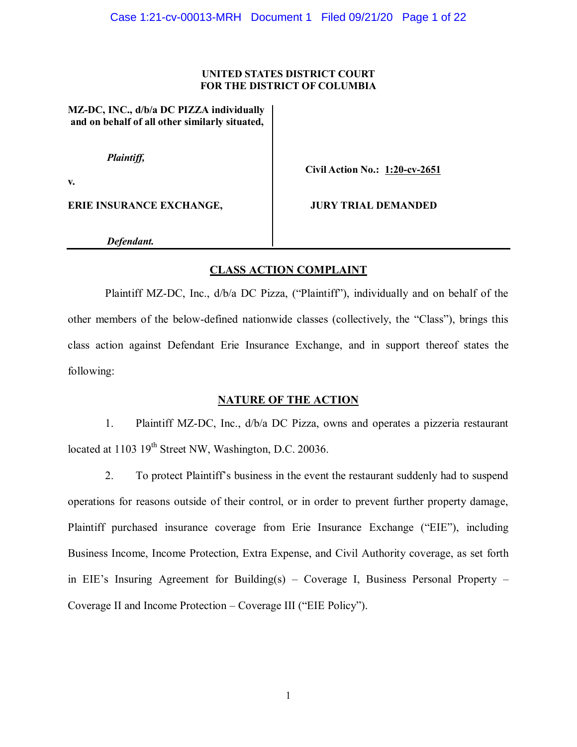**UNITED STATES DISTRICT COURT**
**FOR THE DISTRICT OF COLUMBIA**

| | |
|---|---|
| **MZ-DC, INC., d/b/a DC PIZZA individually and on behalf of all other similarly situated,** | |
| *Plaintiff,* | **Civil Action No.: 1:20-cv-2651** |
| **v.** | |
| **ERIE INSURANCE EXCHANGE,** | **JURY TRIAL DEMANDED** |
| *Defendant.* | |

## CLASS ACTION COMPLAINT

Plaintiff MZ-DC, Inc., d/b/a DC Pizza, ("Plaintiff"), individually and on behalf of the other members of the below-defined nationwide classes (collectively, the "Class"), brings this class action against Defendant Erie Insurance Exchange, and in support thereof states the following:

## NATURE OF THE ACTION

1. Plaintiff MZ-DC, Inc., d/b/a DC Pizza, owns and operates a pizzeria restaurant located at 1103 19th Street NW, Washington, D.C. 20036.

2. To protect Plaintiff's business in the event the restaurant suddenly had to suspend operations for reasons outside of their control, or in order to prevent further property damage, Plaintiff purchased insurance coverage from Erie Insurance Exchange ("EIE"), including Business Income, Income Protection, Extra Expense, and Civil Authority coverage, as set forth in EIE's Insuring Agreement for Building(s) – Coverage I, Business Personal Property – Coverage II and Income Protection – Coverage III ("EIE Policy").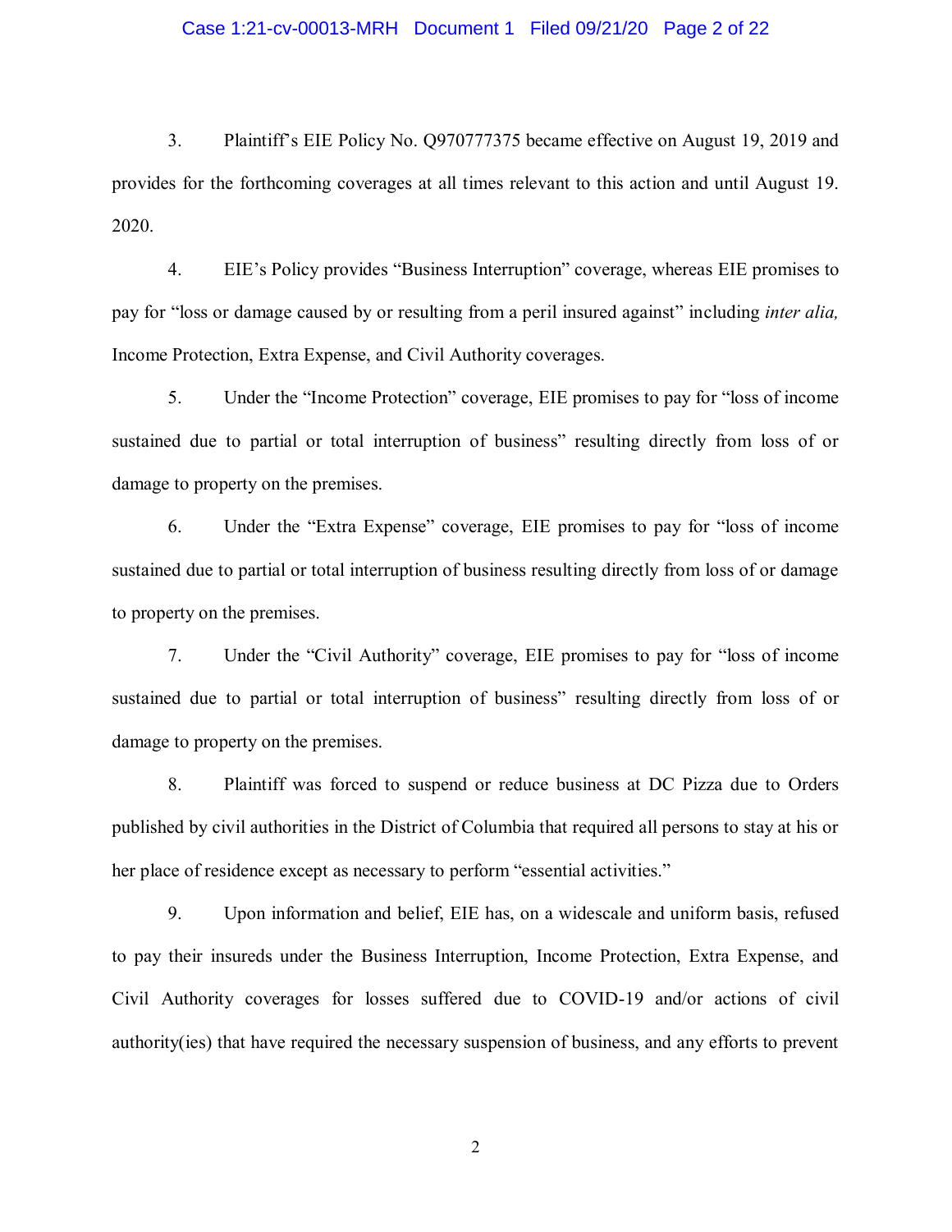3. Plaintiff's EIE Policy No. Q970777375 became effective on August 19, 2019 and provides for the forthcoming coverages at all times relevant to this action and until August 19. 2020.

4. EIE's Policy provides "Business Interruption" coverage, whereas EIE promises to pay for "loss or damage caused by or resulting from a peril insured against" including *inter alia,* Income Protection, Extra Expense, and Civil Authority coverages.

5. Under the "Income Protection" coverage, EIE promises to pay for "loss of income sustained due to partial or total interruption of business" resulting directly from loss of or damage to property on the premises.

6. Under the "Extra Expense" coverage, EIE promises to pay for "loss of income sustained due to partial or total interruption of business resulting directly from loss of or damage to property on the premises.

7. Under the "Civil Authority" coverage, EIE promises to pay for "loss of income sustained due to partial or total interruption of business" resulting directly from loss of or damage to property on the premises.

8. Plaintiff was forced to suspend or reduce business at DC Pizza due to Orders published by civil authorities in the District of Columbia that required all persons to stay at his or her place of residence except as necessary to perform "essential activities."

9. Upon information and belief, EIE has, on a widescale and uniform basis, refused to pay their insureds under the Business Interruption, Income Protection, Extra Expense, and Civil Authority coverages for losses suffered due to COVID-19 and/or actions of civil authority(ies) that have required the necessary suspension of business, and any efforts to prevent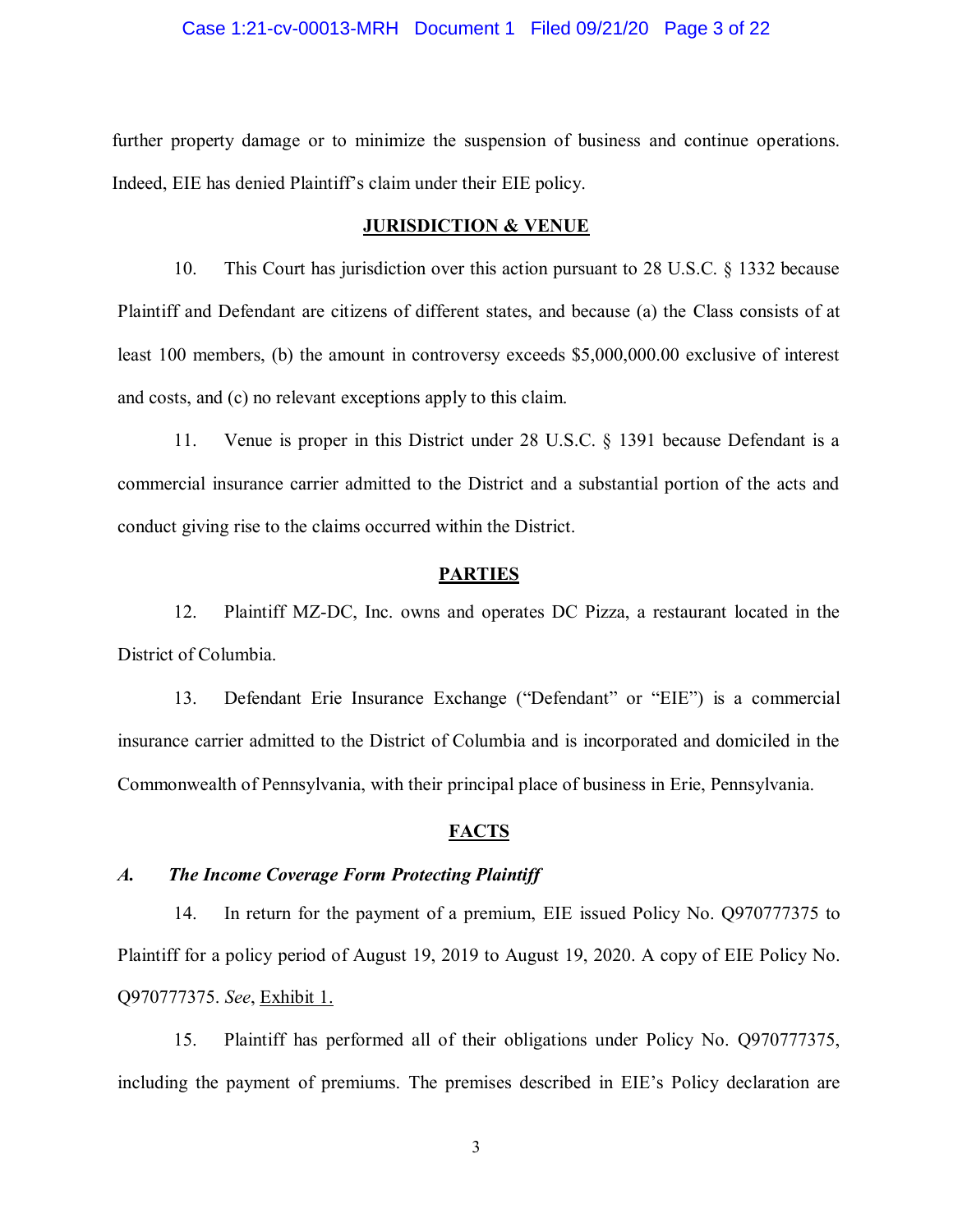further property damage or to minimize the suspension of business and continue operations. Indeed, EIE has denied Plaintiff's claim under their EIE policy.

## JURISDICTION & VENUE

10. This Court has jurisdiction over this action pursuant to 28 U.S.C. § 1332 because Plaintiff and Defendant are citizens of different states, and because (a) the Class consists of at least 100 members, (b) the amount in controversy exceeds $5,000,000.00 exclusive of interest and costs, and (c) no relevant exceptions apply to this claim.

11. Venue is proper in this District under 28 U.S.C. § 1391 because Defendant is a commercial insurance carrier admitted to the District and a substantial portion of the acts and conduct giving rise to the claims occurred within the District.

## PARTIES

12. Plaintiff MZ-DC, Inc. owns and operates DC Pizza, a restaurant located in the District of Columbia.

13. Defendant Erie Insurance Exchange ("Defendant" or "EIE") is a commercial insurance carrier admitted to the District of Columbia and is incorporated and domiciled in the Commonwealth of Pennsylvania, with their principal place of business in Erie, Pennsylvania.

## FACTS

### *A. The Income Coverage Form Protecting Plaintiff*

14. In return for the payment of a premium, EIE issued Policy No. Q970777375 to Plaintiff for a policy period of August 19, 2019 to August 19, 2020. A copy of EIE Policy No. Q970777375. *See*, Exhibit 1.

15. Plaintiff has performed all of their obligations under Policy No. Q970777375, including the payment of premiums. The premises described in EIE's Policy declaration are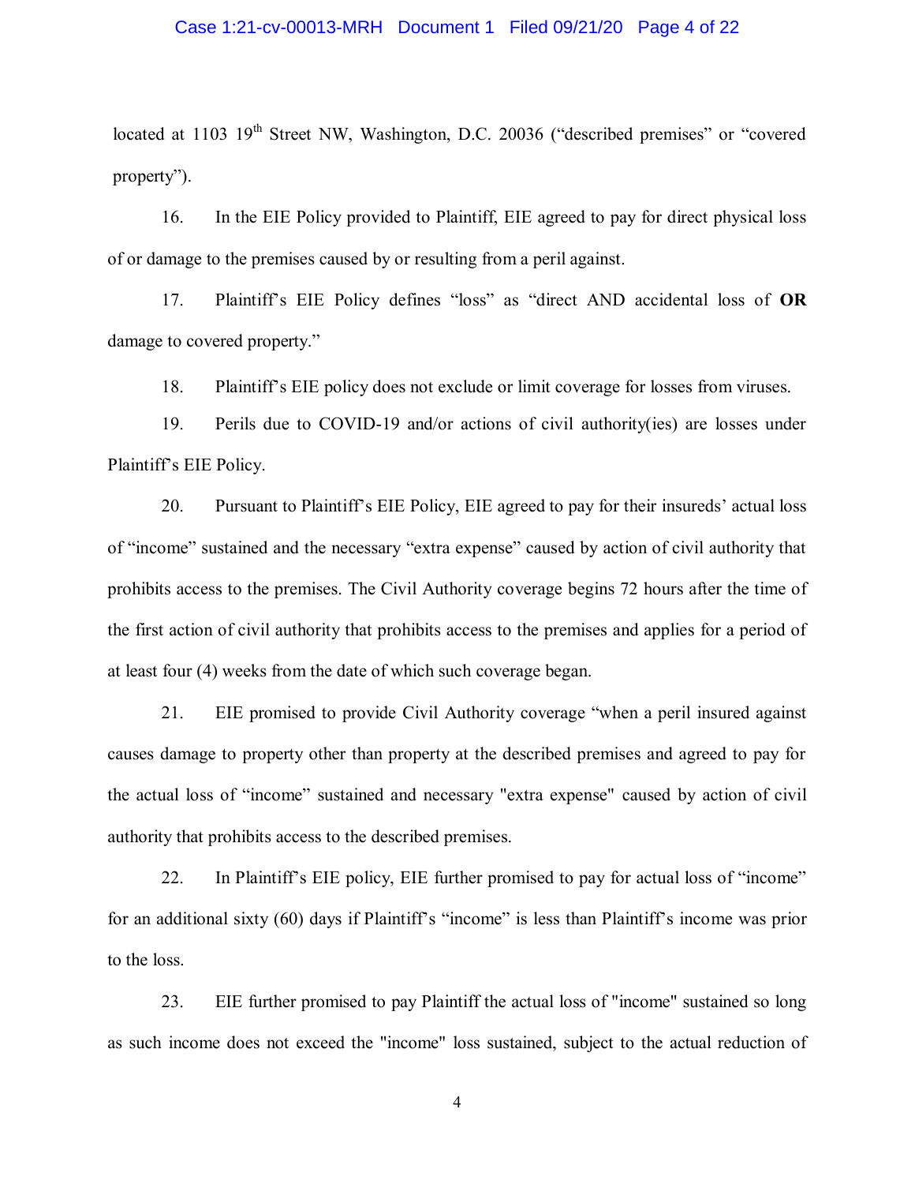located at 1103 19th Street NW, Washington, D.C. 20036 ("described premises" or "covered property").

16. In the EIE Policy provided to Plaintiff, EIE agreed to pay for direct physical loss of or damage to the premises caused by or resulting from a peril against.

17. Plaintiff's EIE Policy defines "loss" as "direct AND accidental loss of **OR** damage to covered property."

18. Plaintiff's EIE policy does not exclude or limit coverage for losses from viruses.

19. Perils due to COVID-19 and/or actions of civil authority(ies) are losses under Plaintiff's EIE Policy.

20. Pursuant to Plaintiff's EIE Policy, EIE agreed to pay for their insureds' actual loss of "income" sustained and the necessary "extra expense" caused by action of civil authority that prohibits access to the premises. The Civil Authority coverage begins 72 hours after the time of the first action of civil authority that prohibits access to the premises and applies for a period of at least four (4) weeks from the date of which such coverage began.

21. EIE promised to provide Civil Authority coverage "when a peril insured against causes damage to property other than property at the described premises and agreed to pay for the actual loss of "income" sustained and necessary "extra expense" caused by action of civil authority that prohibits access to the described premises.

22. In Plaintiff's EIE policy, EIE further promised to pay for actual loss of "income" for an additional sixty (60) days if Plaintiff's "income" is less than Plaintiff's income was prior to the loss.

23. EIE further promised to pay Plaintiff the actual loss of "income" sustained so long as such income does not exceed the "income" loss sustained, subject to the actual reduction of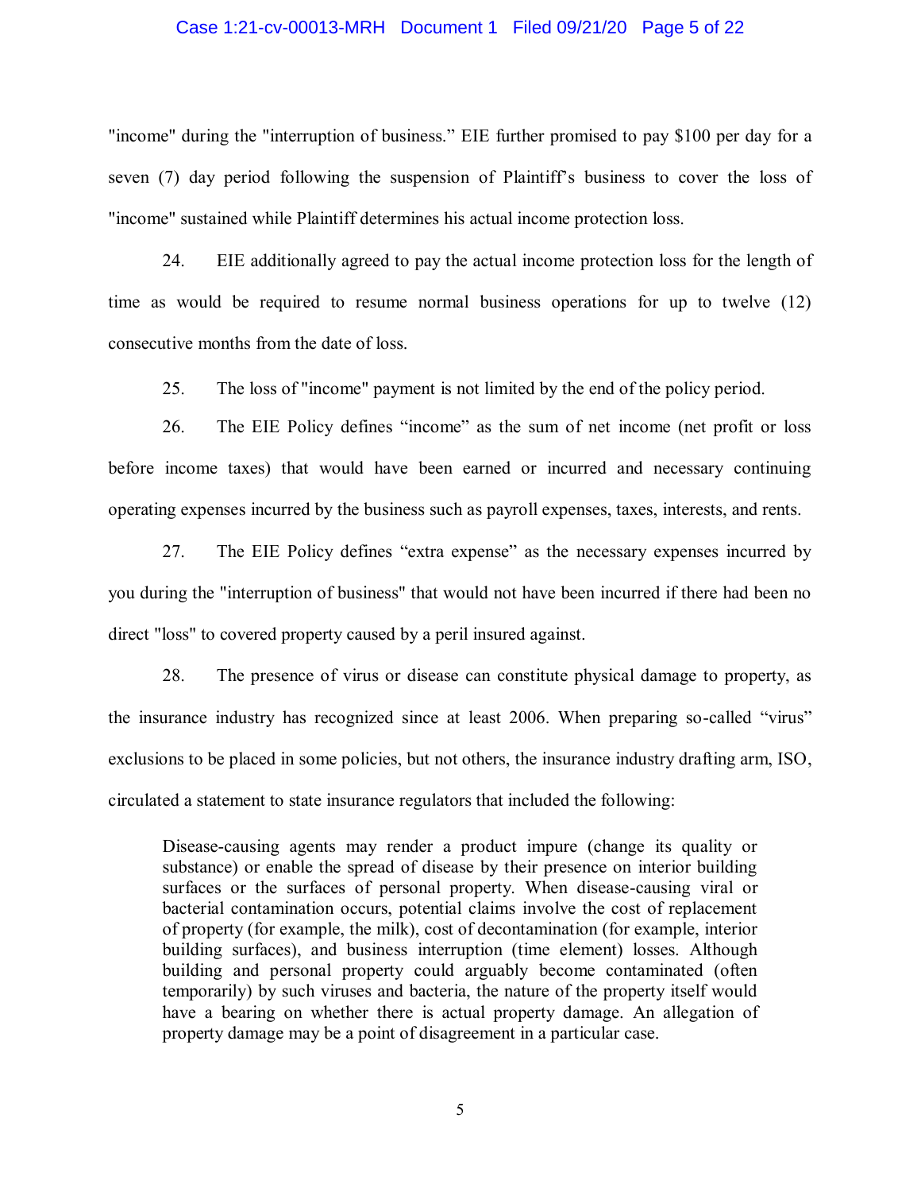"income" during the "interruption of business." EIE further promised to pay $100 per day for a seven (7) day period following the suspension of Plaintiff's business to cover the loss of "income" sustained while Plaintiff determines his actual income protection loss.

24. EIE additionally agreed to pay the actual income protection loss for the length of time as would be required to resume normal business operations for up to twelve (12) consecutive months from the date of loss.

25. The loss of "income" payment is not limited by the end of the policy period.

26. The EIE Policy defines "income" as the sum of net income (net profit or loss before income taxes) that would have been earned or incurred and necessary continuing operating expenses incurred by the business such as payroll expenses, taxes, interests, and rents.

27. The EIE Policy defines "extra expense" as the necessary expenses incurred by you during the "interruption of business" that would not have been incurred if there had been no direct "loss" to covered property caused by a peril insured against.

28. The presence of virus or disease can constitute physical damage to property, as the insurance industry has recognized since at least 2006. When preparing so-called "virus" exclusions to be placed in some policies, but not others, the insurance industry drafting arm, ISO, circulated a statement to state insurance regulators that included the following:

> Disease-causing agents may render a product impure (change its quality or substance) or enable the spread of disease by their presence on interior building surfaces or the surfaces of personal property. When disease-causing viral or bacterial contamination occurs, potential claims involve the cost of replacement of property (for example, the milk), cost of decontamination (for example, interior building surfaces), and business interruption (time element) losses. Although building and personal property could arguably become contaminated (often temporarily) by such viruses and bacteria, the nature of the property itself would have a bearing on whether there is actual property damage. An allegation of property damage may be a point of disagreement in a particular case.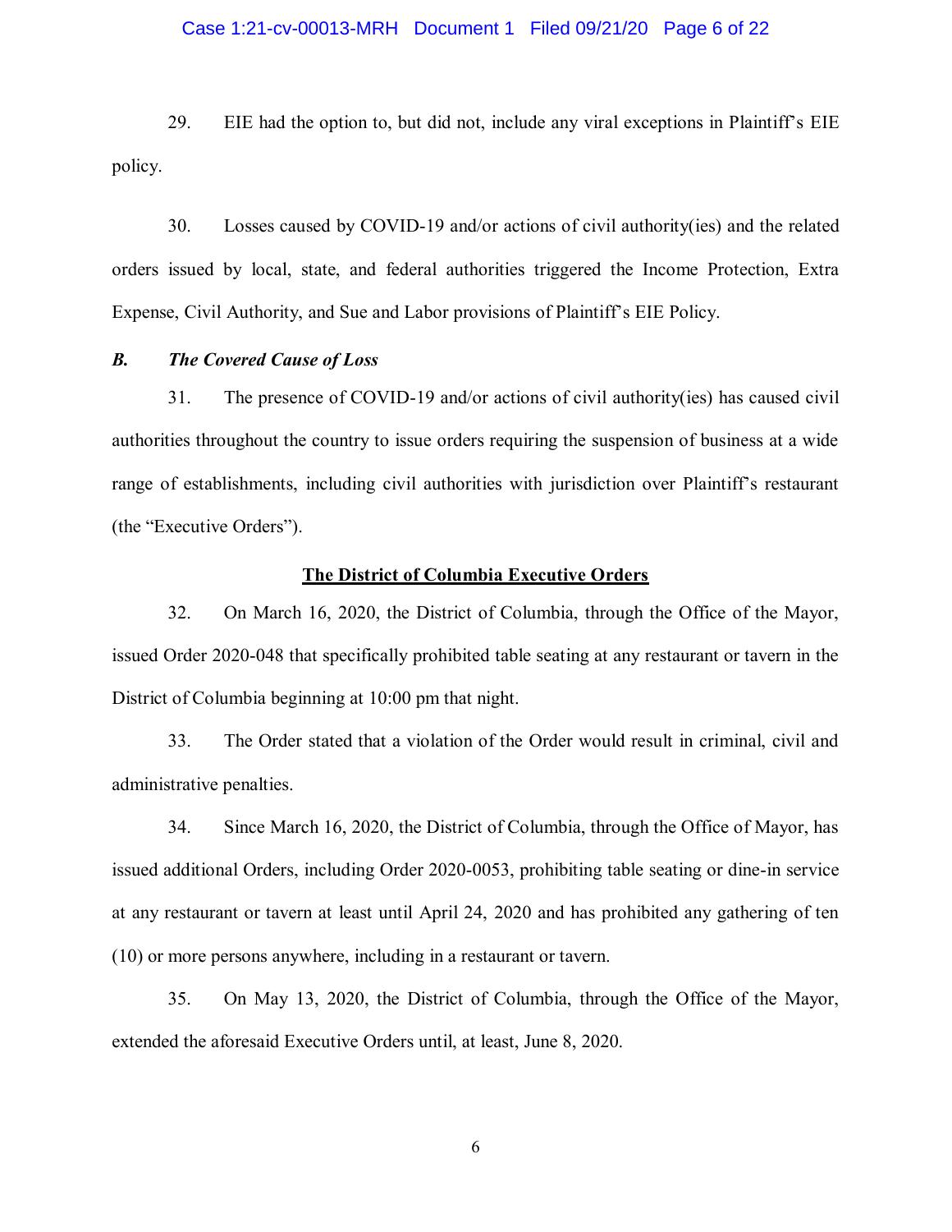29. EIE had the option to, but did not, include any viral exceptions in Plaintiff's EIE policy.

30. Losses caused by COVID-19 and/or actions of civil authority(ies) and the related orders issued by local, state, and federal authorities triggered the Income Protection, Extra Expense, Civil Authority, and Sue and Labor provisions of Plaintiff's EIE Policy.

### *B. The Covered Cause of Loss*

31. The presence of COVID-19 and/or actions of civil authority(ies) has caused civil authorities throughout the country to issue orders requiring the suspension of business at a wide range of establishments, including civil authorities with jurisdiction over Plaintiff's restaurant (the "Executive Orders").

## <u>The District of Columbia Executive Orders</u>

32. On March 16, 2020, the District of Columbia, through the Office of the Mayor, issued Order 2020-048 that specifically prohibited table seating at any restaurant or tavern in the District of Columbia beginning at 10:00 pm that night.

33. The Order stated that a violation of the Order would result in criminal, civil and administrative penalties.

34. Since March 16, 2020, the District of Columbia, through the Office of Mayor, has issued additional Orders, including Order 2020-0053, prohibiting table seating or dine-in service at any restaurant or tavern at least until April 24, 2020 and has prohibited any gathering of ten (10) or more persons anywhere, including in a restaurant or tavern.

35. On May 13, 2020, the District of Columbia, through the Office of the Mayor, extended the aforesaid Executive Orders until, at least, June 8, 2020.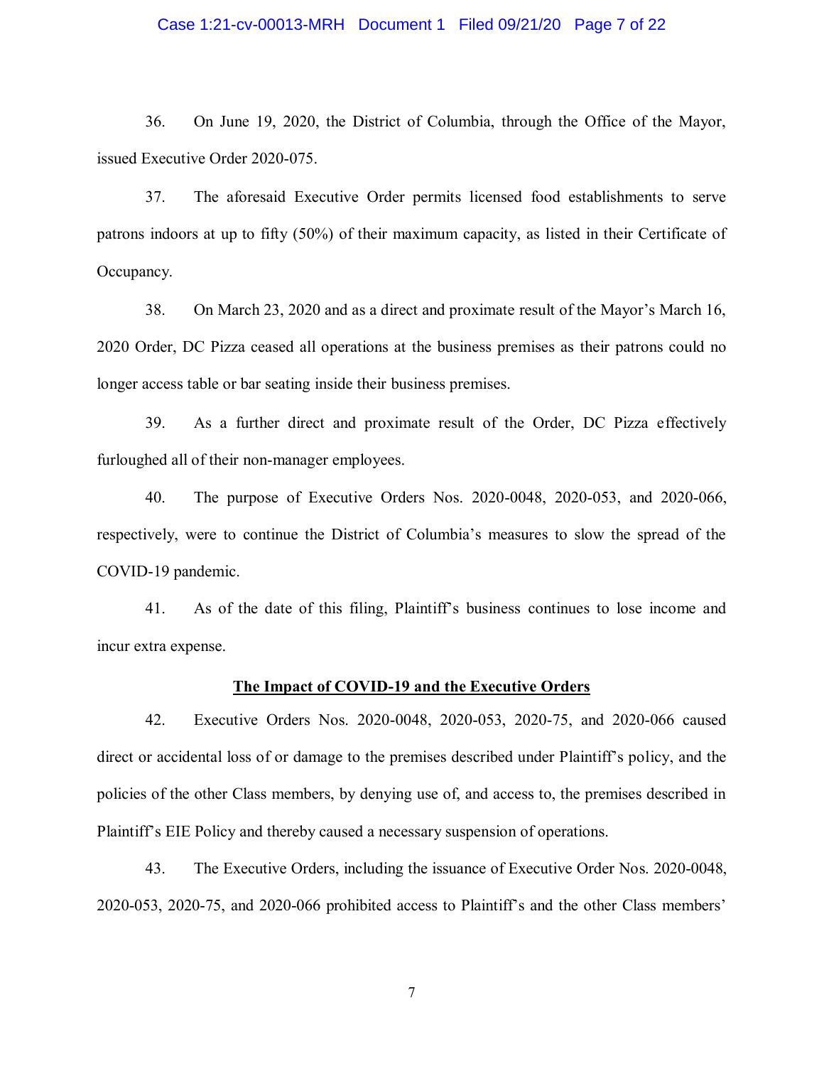36. On June 19, 2020, the District of Columbia, through the Office of the Mayor, issued Executive Order 2020-075.

37. The aforesaid Executive Order permits licensed food establishments to serve patrons indoors at up to fifty (50%) of their maximum capacity, as listed in their Certificate of Occupancy.

38. On March 23, 2020 and as a direct and proximate result of the Mayor's March 16, 2020 Order, DC Pizza ceased all operations at the business premises as their patrons could no longer access table or bar seating inside their business premises.

39. As a further direct and proximate result of the Order, DC Pizza effectively furloughed all of their non-manager employees.

40. The purpose of Executive Orders Nos. 2020-0048, 2020-053, and 2020-066, respectively, were to continue the District of Columbia's measures to slow the spread of the COVID-19 pandemic.

41. As of the date of this filing, Plaintiff's business continues to lose income and incur extra expense.

**The Impact of COVID-19 and the Executive Orders**

42. Executive Orders Nos. 2020-0048, 2020-053, 2020-75, and 2020-066 caused direct or accidental loss of or damage to the premises described under Plaintiff's policy, and the policies of the other Class members, by denying use of, and access to, the premises described in Plaintiff's EIE Policy and thereby caused a necessary suspension of operations.

43. The Executive Orders, including the issuance of Executive Order Nos. 2020-0048, 2020-053, 2020-75, and 2020-066 prohibited access to Plaintiff's and the other Class members'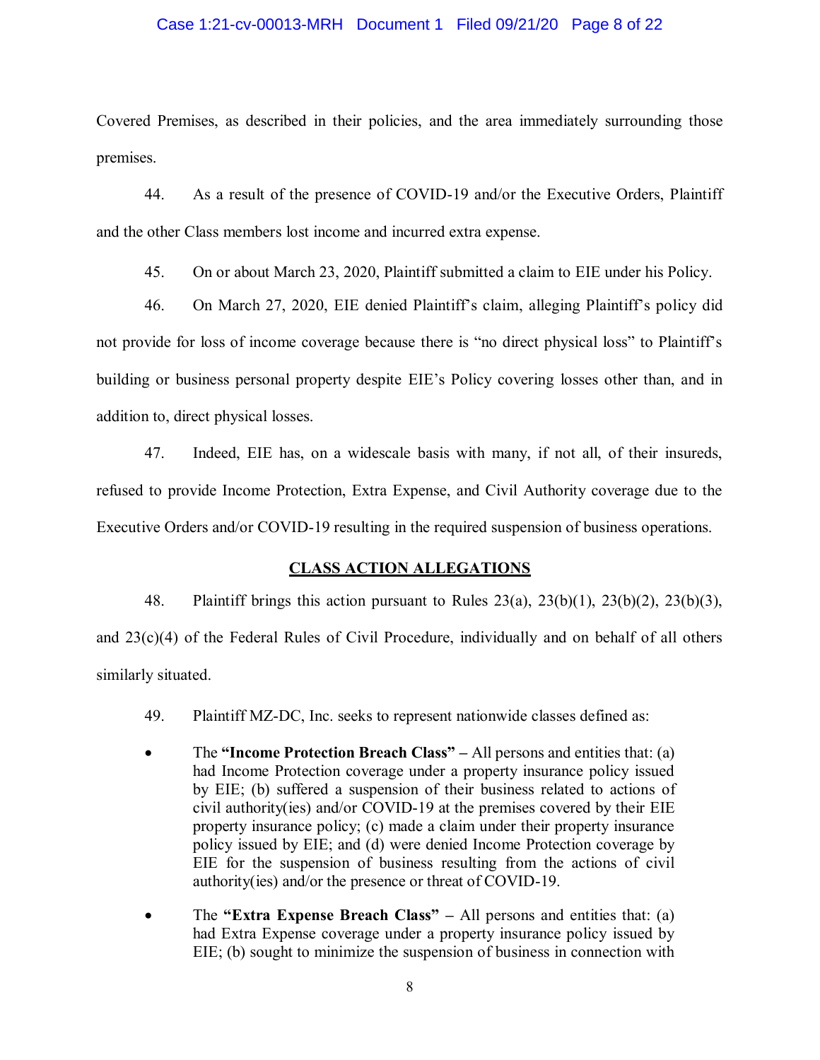Covered Premises, as described in their policies, and the area immediately surrounding those premises.

44. As a result of the presence of COVID-19 and/or the Executive Orders, Plaintiff and the other Class members lost income and incurred extra expense.

45. On or about March 23, 2020, Plaintiff submitted a claim to EIE under his Policy.

46. On March 27, 2020, EIE denied Plaintiff's claim, alleging Plaintiff's policy did not provide for loss of income coverage because there is "no direct physical loss" to Plaintiff's building or business personal property despite EIE's Policy covering losses other than, and in addition to, direct physical losses.

47. Indeed, EIE has, on a widescale basis with many, if not all, of their insureds, refused to provide Income Protection, Extra Expense, and Civil Authority coverage due to the Executive Orders and/or COVID-19 resulting in the required suspension of business operations.

## CLASS ACTION ALLEGATIONS

48. Plaintiff brings this action pursuant to Rules 23(a), 23(b)(1), 23(b)(2), 23(b)(3), and 23(c)(4) of the Federal Rules of Civil Procedure, individually and on behalf of all others similarly situated.

49. Plaintiff MZ-DC, Inc. seeks to represent nationwide classes defined as:

- The **"Income Protection Breach Class"** – All persons and entities that: (a) had Income Protection coverage under a property insurance policy issued by EIE; (b) suffered a suspension of their business related to actions of civil authority(ies) and/or COVID-19 at the premises covered by their EIE property insurance policy; (c) made a claim under their property insurance policy issued by EIE; and (d) were denied Income Protection coverage by EIE for the suspension of business resulting from the actions of civil authority(ies) and/or the presence or threat of COVID-19.

- The **"Extra Expense Breach Class"** – All persons and entities that: (a) had Extra Expense coverage under a property insurance policy issued by EIE; (b) sought to minimize the suspension of business in connection with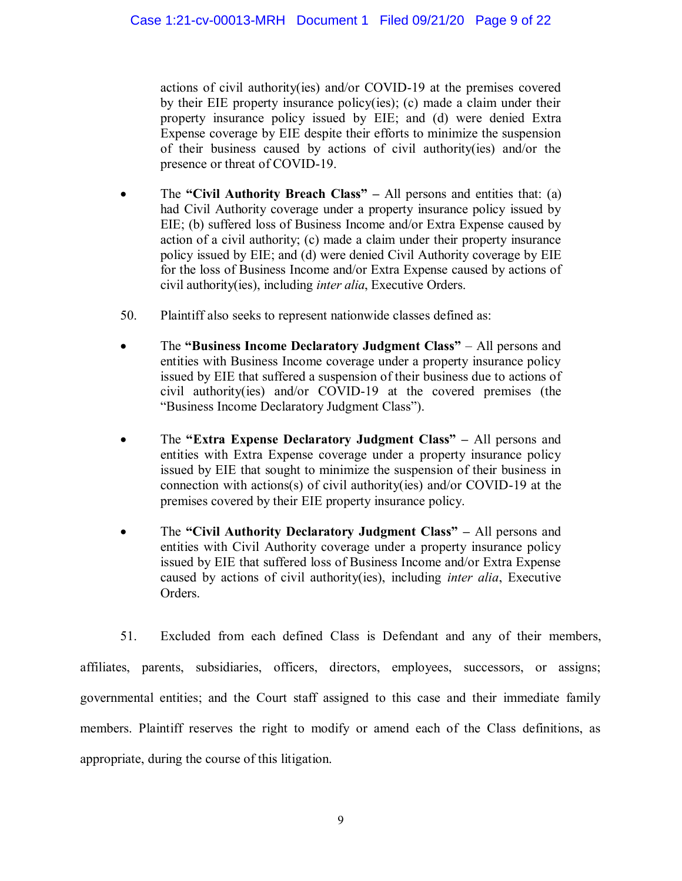actions of civil authority(ies) and/or COVID-19 at the premises covered by their EIE property insurance policy(ies); (c) made a claim under their property insurance policy issued by EIE; and (d) were denied Extra Expense coverage by EIE despite their efforts to minimize the suspension of their business caused by actions of civil authority(ies) and/or the presence or threat of COVID-19.

- The **"Civil Authority Breach Class"** – All persons and entities that: (a) had Civil Authority coverage under a property insurance policy issued by EIE; (b) suffered loss of Business Income and/or Extra Expense caused by action of a civil authority; (c) made a claim under their property insurance policy issued by EIE; and (d) were denied Civil Authority coverage by EIE for the loss of Business Income and/or Extra Expense caused by actions of civil authority(ies), including *inter alia*, Executive Orders.

50. Plaintiff also seeks to represent nationwide classes defined as:

- The **"Business Income Declaratory Judgment Class"** – All persons and entities with Business Income coverage under a property insurance policy issued by EIE that suffered a suspension of their business due to actions of civil authority(ies) and/or COVID-19 at the covered premises (the "Business Income Declaratory Judgment Class").

- The **"Extra Expense Declaratory Judgment Class"** – All persons and entities with Extra Expense coverage under a property insurance policy issued by EIE that sought to minimize the suspension of their business in connection with actions(s) of civil authority(ies) and/or COVID-19 at the premises covered by their EIE property insurance policy.

- The **"Civil Authority Declaratory Judgment Class"** – All persons and entities with Civil Authority coverage under a property insurance policy issued by EIE that suffered loss of Business Income and/or Extra Expense caused by actions of civil authority(ies), including *inter alia*, Executive Orders.

51. Excluded from each defined Class is Defendant and any of their members, affiliates, parents, subsidiaries, officers, directors, employees, successors, or assigns; governmental entities; and the Court staff assigned to this case and their immediate family members. Plaintiff reserves the right to modify or amend each of the Class definitions, as appropriate, during the course of this litigation.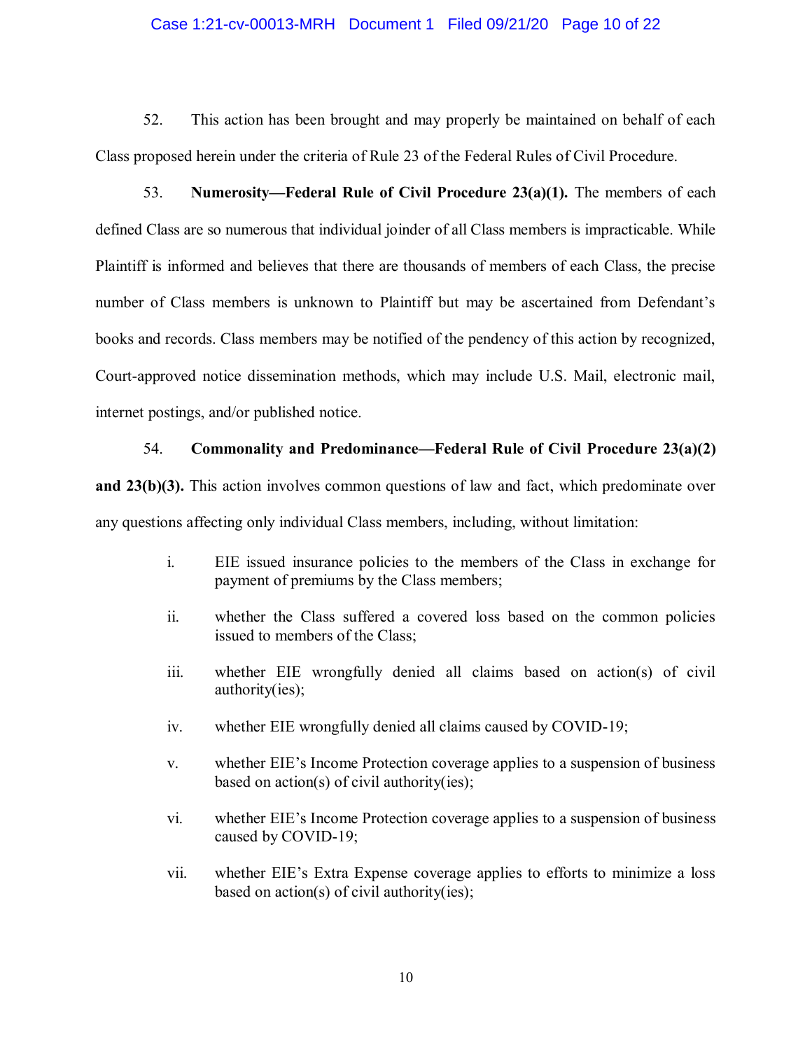52. This action has been brought and may properly be maintained on behalf of each Class proposed herein under the criteria of Rule 23 of the Federal Rules of Civil Procedure.

53. **Numerosity—Federal Rule of Civil Procedure 23(a)(1).** The members of each defined Class are so numerous that individual joinder of all Class members is impracticable. While Plaintiff is informed and believes that there are thousands of members of each Class, the precise number of Class members is unknown to Plaintiff but may be ascertained from Defendant's books and records. Class members may be notified of the pendency of this action by recognized, Court-approved notice dissemination methods, which may include U.S. Mail, electronic mail, internet postings, and/or published notice.

54. **Commonality and Predominance—Federal Rule of Civil Procedure 23(a)(2) and 23(b)(3).** This action involves common questions of law and fact, which predominate over any questions affecting only individual Class members, including, without limitation:

> i. EIE issued insurance policies to the members of the Class in exchange for payment of premiums by the Class members;
>
> ii. whether the Class suffered a covered loss based on the common policies issued to members of the Class;
>
> iii. whether EIE wrongfully denied all claims based on action(s) of civil authority(ies);
>
> iv. whether EIE wrongfully denied all claims caused by COVID-19;
>
> v. whether EIE's Income Protection coverage applies to a suspension of business based on action(s) of civil authority(ies);
>
> vi. whether EIE's Income Protection coverage applies to a suspension of business caused by COVID-19;
>
> vii. whether EIE's Extra Expense coverage applies to efforts to minimize a loss based on action(s) of civil authority(ies);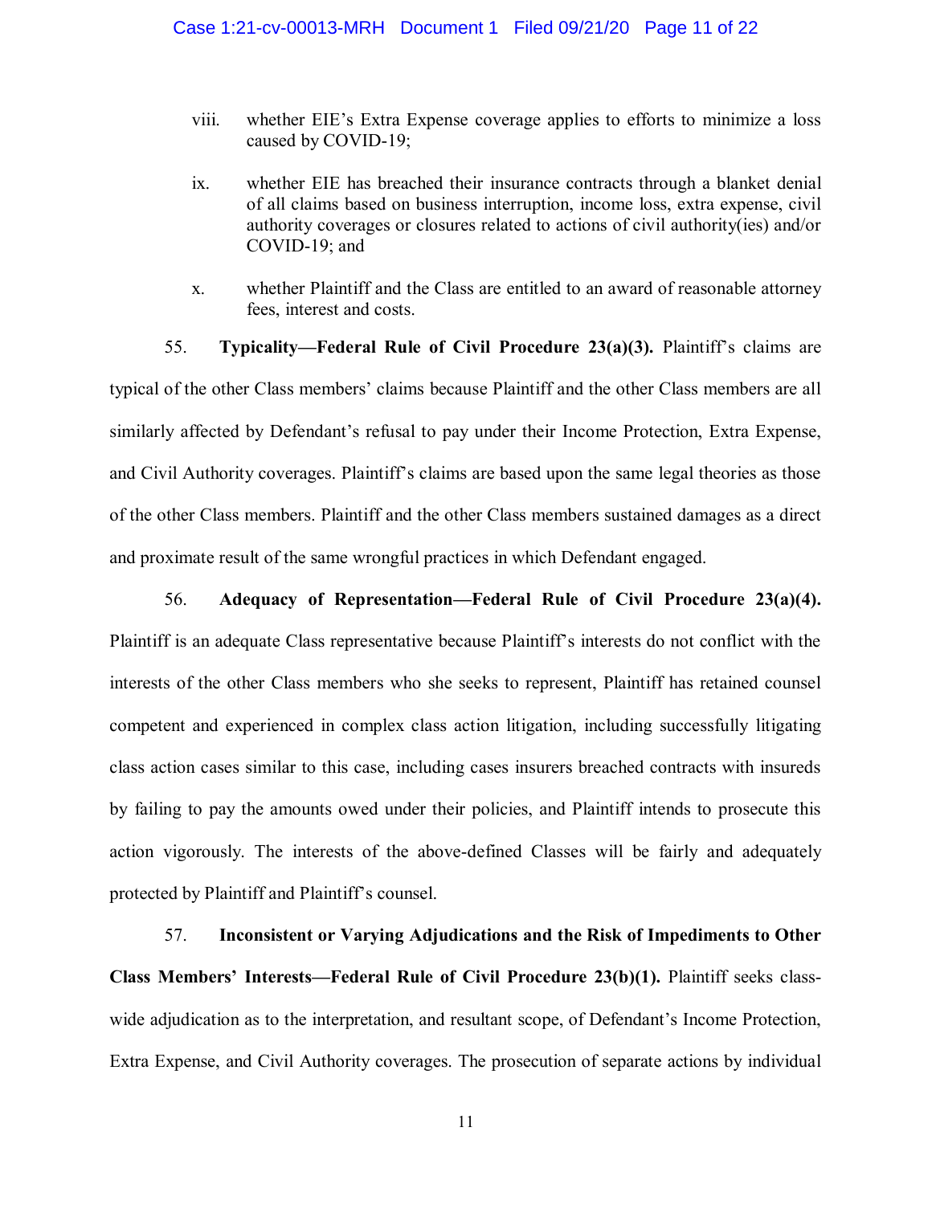viii. whether EIE's Extra Expense coverage applies to efforts to minimize a loss caused by COVID-19;

ix. whether EIE has breached their insurance contracts through a blanket denial of all claims based on business interruption, income loss, extra expense, civil authority coverages or closures related to actions of civil authority(ies) and/or COVID-19; and

x. whether Plaintiff and the Class are entitled to an award of reasonable attorney fees, interest and costs.

55. **Typicality—Federal Rule of Civil Procedure 23(a)(3).** Plaintiff's claims are typical of the other Class members' claims because Plaintiff and the other Class members are all similarly affected by Defendant's refusal to pay under their Income Protection, Extra Expense, and Civil Authority coverages. Plaintiff's claims are based upon the same legal theories as those of the other Class members. Plaintiff and the other Class members sustained damages as a direct and proximate result of the same wrongful practices in which Defendant engaged.

56. **Adequacy of Representation—Federal Rule of Civil Procedure 23(a)(4).** Plaintiff is an adequate Class representative because Plaintiff's interests do not conflict with the interests of the other Class members who she seeks to represent, Plaintiff has retained counsel competent and experienced in complex class action litigation, including successfully litigating class action cases similar to this case, including cases insurers breached contracts with insureds by failing to pay the amounts owed under their policies, and Plaintiff intends to prosecute this action vigorously. The interests of the above-defined Classes will be fairly and adequately protected by Plaintiff and Plaintiff's counsel.

57. **Inconsistent or Varying Adjudications and the Risk of Impediments to Other Class Members' Interests—Federal Rule of Civil Procedure 23(b)(1).** Plaintiff seeks class-wide adjudication as to the interpretation, and resultant scope, of Defendant's Income Protection, Extra Expense, and Civil Authority coverages. The prosecution of separate actions by individual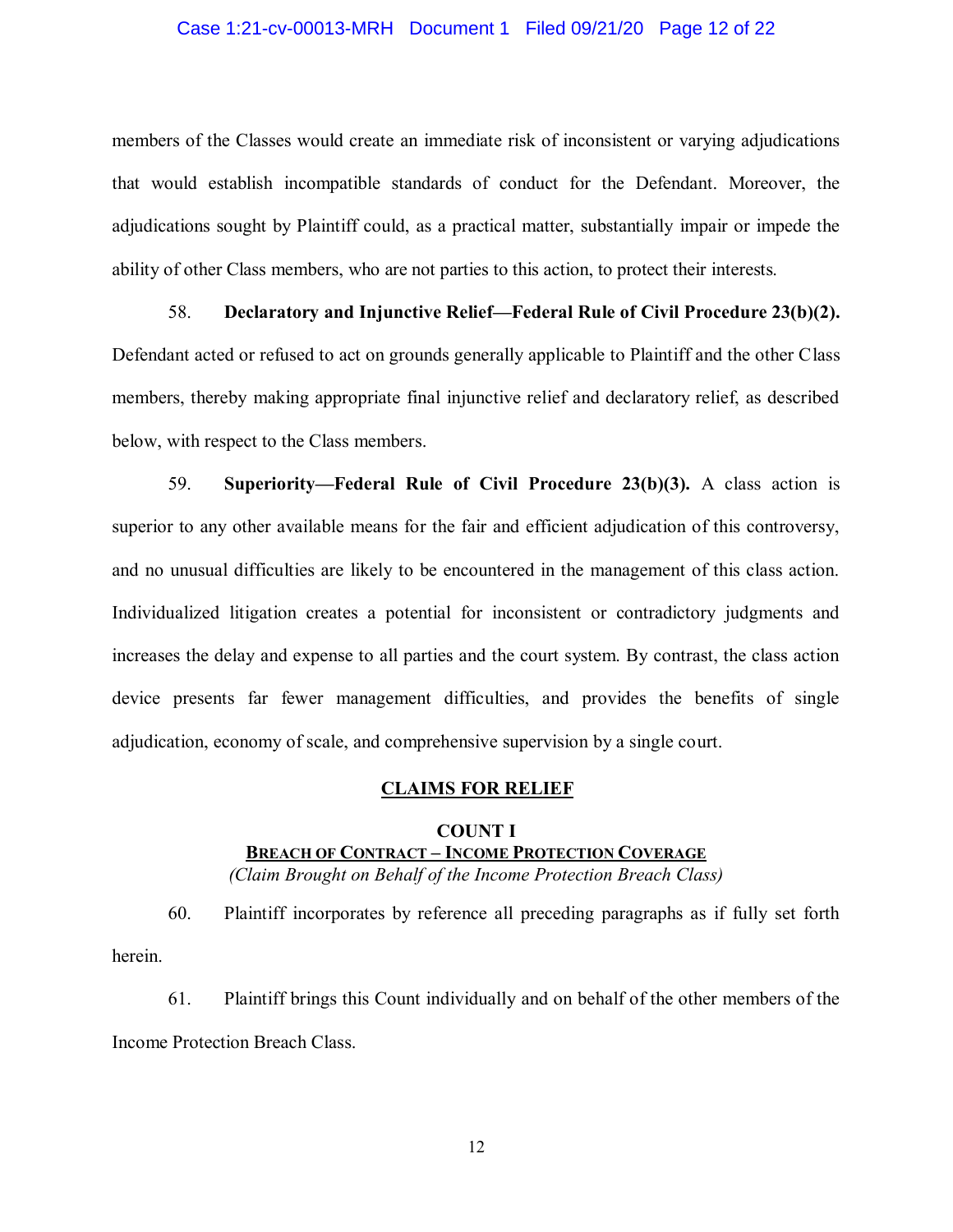members of the Classes would create an immediate risk of inconsistent or varying adjudications that would establish incompatible standards of conduct for the Defendant. Moreover, the adjudications sought by Plaintiff could, as a practical matter, substantially impair or impede the ability of other Class members, who are not parties to this action, to protect their interests.

58. **Declaratory and Injunctive Relief—Federal Rule of Civil Procedure 23(b)(2).** Defendant acted or refused to act on grounds generally applicable to Plaintiff and the other Class members, thereby making appropriate final injunctive relief and declaratory relief, as described below, with respect to the Class members.

59. **Superiority—Federal Rule of Civil Procedure 23(b)(3).** A class action is superior to any other available means for the fair and efficient adjudication of this controversy, and no unusual difficulties are likely to be encountered in the management of this class action. Individualized litigation creates a potential for inconsistent or contradictory judgments and increases the delay and expense to all parties and the court system. By contrast, the class action device presents far fewer management difficulties, and provides the benefits of single adjudication, economy of scale, and comprehensive supervision by a single court.

## CLAIMS FOR RELIEF

### COUNT I
### BREACH OF CONTRACT – INCOME PROTECTION COVERAGE
*(Claim Brought on Behalf of the Income Protection Breach Class)*

60. Plaintiff incorporates by reference all preceding paragraphs as if fully set forth herein.

61. Plaintiff brings this Count individually and on behalf of the other members of the Income Protection Breach Class.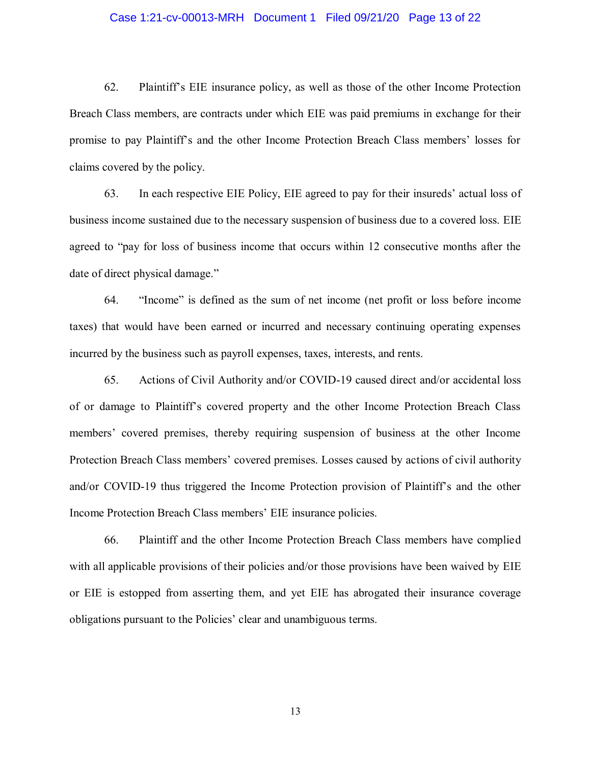62. Plaintiff's EIE insurance policy, as well as those of the other Income Protection Breach Class members, are contracts under which EIE was paid premiums in exchange for their promise to pay Plaintiff's and the other Income Protection Breach Class members' losses for claims covered by the policy.

63. In each respective EIE Policy, EIE agreed to pay for their insureds' actual loss of business income sustained due to the necessary suspension of business due to a covered loss. EIE agreed to "pay for loss of business income that occurs within 12 consecutive months after the date of direct physical damage."

64. "Income" is defined as the sum of net income (net profit or loss before income taxes) that would have been earned or incurred and necessary continuing operating expenses incurred by the business such as payroll expenses, taxes, interests, and rents.

65. Actions of Civil Authority and/or COVID-19 caused direct and/or accidental loss of or damage to Plaintiff's covered property and the other Income Protection Breach Class members' covered premises, thereby requiring suspension of business at the other Income Protection Breach Class members' covered premises. Losses caused by actions of civil authority and/or COVID-19 thus triggered the Income Protection provision of Plaintiff's and the other Income Protection Breach Class members' EIE insurance policies.

66. Plaintiff and the other Income Protection Breach Class members have complied with all applicable provisions of their policies and/or those provisions have been waived by EIE or EIE is estopped from asserting them, and yet EIE has abrogated their insurance coverage obligations pursuant to the Policies' clear and unambiguous terms.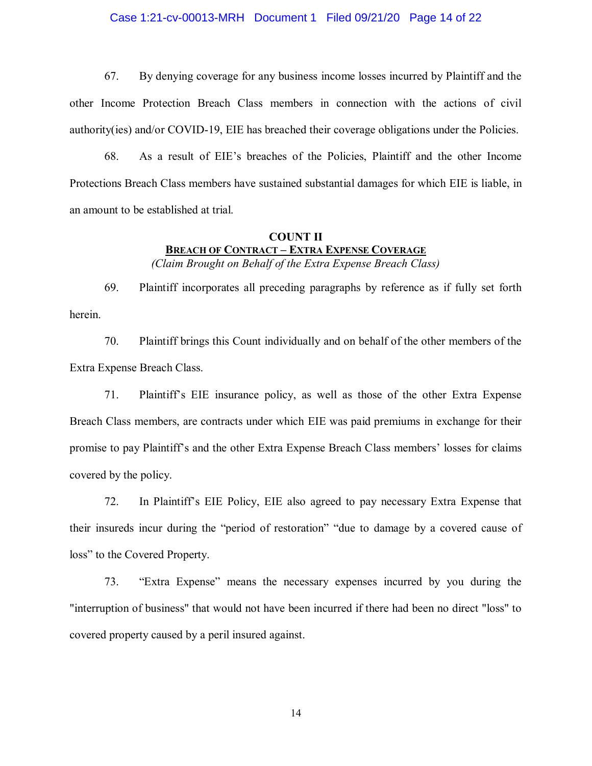67. By denying coverage for any business income losses incurred by Plaintiff and the other Income Protection Breach Class members in connection with the actions of civil authority(ies) and/or COVID-19, EIE has breached their coverage obligations under the Policies.

68. As a result of EIE's breaches of the Policies, Plaintiff and the other Income Protections Breach Class members have sustained substantial damages for which EIE is liable, in an amount to be established at trial.

## COUNT II
### BREACH OF CONTRACT – EXTRA EXPENSE COVERAGE
*(Claim Brought on Behalf of the Extra Expense Breach Class)*

69. Plaintiff incorporates all preceding paragraphs by reference as if fully set forth herein.

70. Plaintiff brings this Count individually and on behalf of the other members of the Extra Expense Breach Class.

71. Plaintiff's EIE insurance policy, as well as those of the other Extra Expense Breach Class members, are contracts under which EIE was paid premiums in exchange for their promise to pay Plaintiff's and the other Extra Expense Breach Class members' losses for claims covered by the policy.

72. In Plaintiff's EIE Policy, EIE also agreed to pay necessary Extra Expense that their insureds incur during the "period of restoration" "due to damage by a covered cause of loss" to the Covered Property.

73. "Extra Expense" means the necessary expenses incurred by you during the "interruption of business" that would not have been incurred if there had been no direct "loss" to covered property caused by a peril insured against.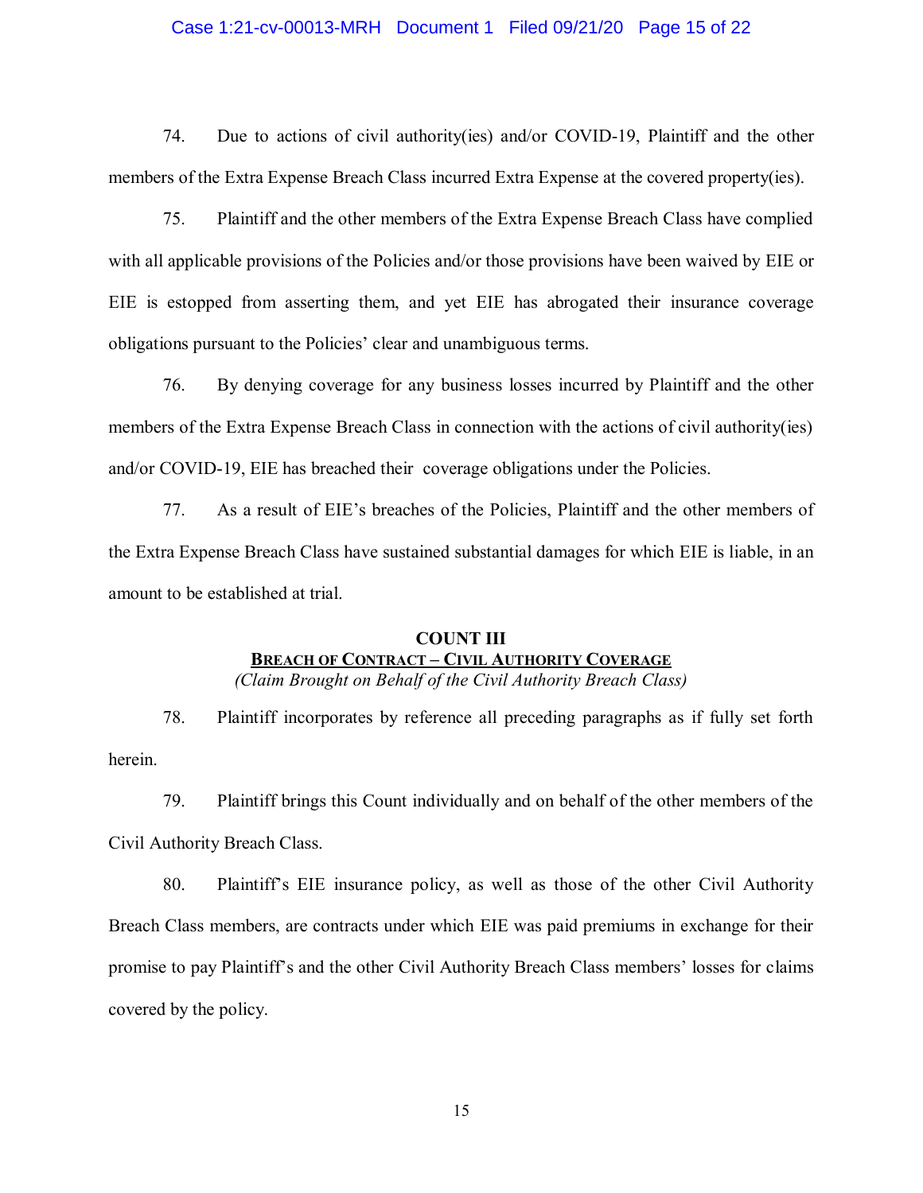74. Due to actions of civil authority(ies) and/or COVID-19, Plaintiff and the other members of the Extra Expense Breach Class incurred Extra Expense at the covered property(ies).

75. Plaintiff and the other members of the Extra Expense Breach Class have complied with all applicable provisions of the Policies and/or those provisions have been waived by EIE or EIE is estopped from asserting them, and yet EIE has abrogated their insurance coverage obligations pursuant to the Policies' clear and unambiguous terms.

76. By denying coverage for any business losses incurred by Plaintiff and the other members of the Extra Expense Breach Class in connection with the actions of civil authority(ies) and/or COVID-19, EIE has breached their coverage obligations under the Policies.

77. As a result of EIE's breaches of the Policies, Plaintiff and the other members of the Extra Expense Breach Class have sustained substantial damages for which EIE is liable, in an amount to be established at trial.

## COUNT III

### BREACH OF CONTRACT – CIVIL AUTHORITY COVERAGE

*(Claim Brought on Behalf of the Civil Authority Breach Class)*

78. Plaintiff incorporates by reference all preceding paragraphs as if fully set forth herein.

79. Plaintiff brings this Count individually and on behalf of the other members of the Civil Authority Breach Class.

80. Plaintiff's EIE insurance policy, as well as those of the other Civil Authority Breach Class members, are contracts under which EIE was paid premiums in exchange for their promise to pay Plaintiff's and the other Civil Authority Breach Class members' losses for claims covered by the policy.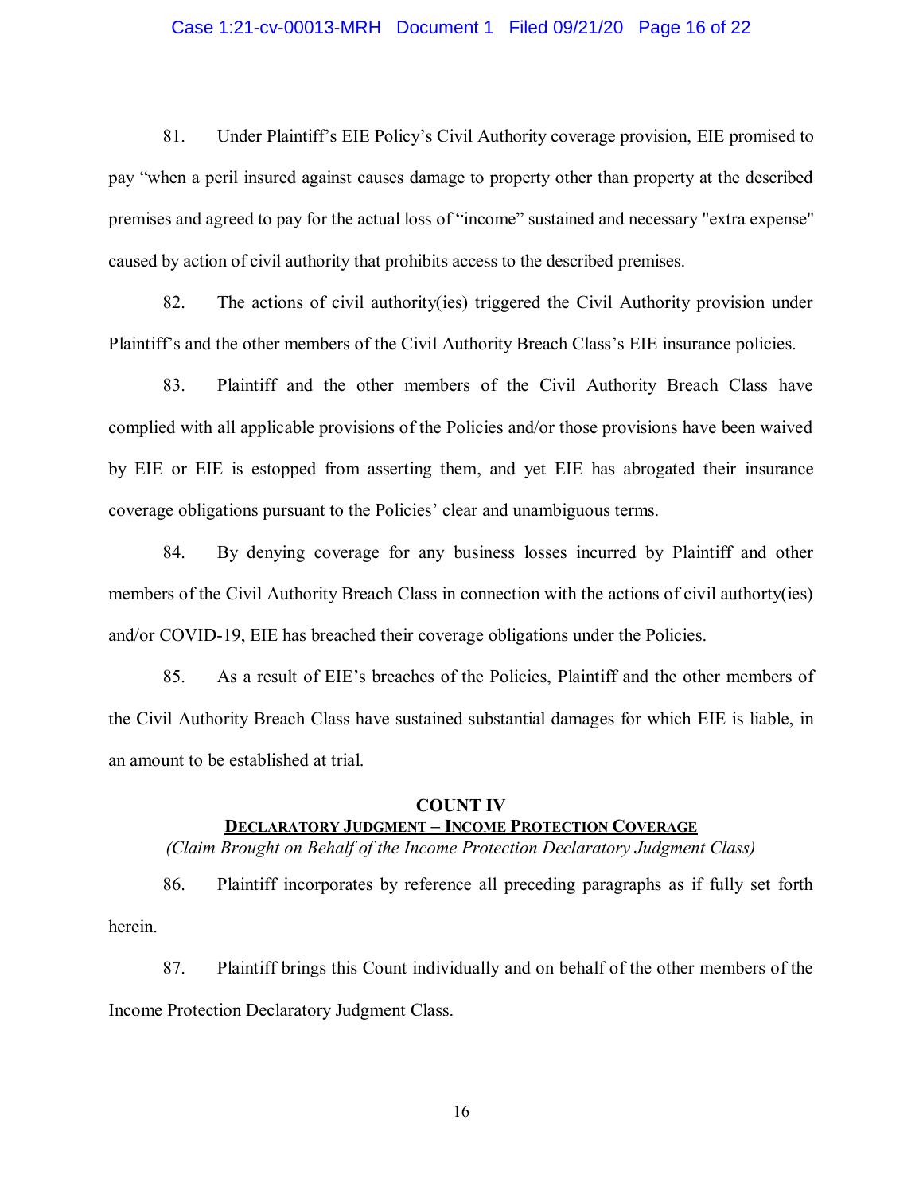81. Under Plaintiff's EIE Policy's Civil Authority coverage provision, EIE promised to pay "when a peril insured against causes damage to property other than property at the described premises and agreed to pay for the actual loss of "income" sustained and necessary "extra expense" caused by action of civil authority that prohibits access to the described premises.

82. The actions of civil authority(ies) triggered the Civil Authority provision under Plaintiff's and the other members of the Civil Authority Breach Class's EIE insurance policies.

83. Plaintiff and the other members of the Civil Authority Breach Class have complied with all applicable provisions of the Policies and/or those provisions have been waived by EIE or EIE is estopped from asserting them, and yet EIE has abrogated their insurance coverage obligations pursuant to the Policies' clear and unambiguous terms.

84. By denying coverage for any business losses incurred by Plaintiff and other members of the Civil Authority Breach Class in connection with the actions of civil authorty(ies) and/or COVID-19, EIE has breached their coverage obligations under the Policies.

85. As a result of EIE's breaches of the Policies, Plaintiff and the other members of the Civil Authority Breach Class have sustained substantial damages for which EIE is liable, in an amount to be established at trial.

## COUNT IV

### DECLARATORY JUDGMENT – INCOME PROTECTION COVERAGE

*(Claim Brought on Behalf of the Income Protection Declaratory Judgment Class)*

86. Plaintiff incorporates by reference all preceding paragraphs as if fully set forth herein.

87. Plaintiff brings this Count individually and on behalf of the other members of the Income Protection Declaratory Judgment Class.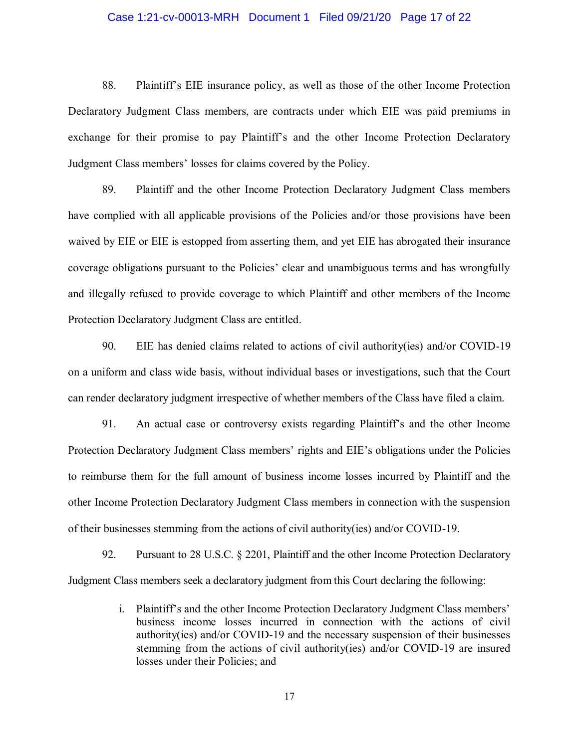88. Plaintiff's EIE insurance policy, as well as those of the other Income Protection Declaratory Judgment Class members, are contracts under which EIE was paid premiums in exchange for their promise to pay Plaintiff's and the other Income Protection Declaratory Judgment Class members' losses for claims covered by the Policy.

89. Plaintiff and the other Income Protection Declaratory Judgment Class members have complied with all applicable provisions of the Policies and/or those provisions have been waived by EIE or EIE is estopped from asserting them, and yet EIE has abrogated their insurance coverage obligations pursuant to the Policies' clear and unambiguous terms and has wrongfully and illegally refused to provide coverage to which Plaintiff and other members of the Income Protection Declaratory Judgment Class are entitled.

90. EIE has denied claims related to actions of civil authority(ies) and/or COVID-19 on a uniform and class wide basis, without individual bases or investigations, such that the Court can render declaratory judgment irrespective of whether members of the Class have filed a claim.

91. An actual case or controversy exists regarding Plaintiff's and the other Income Protection Declaratory Judgment Class members' rights and EIE's obligations under the Policies to reimburse them for the full amount of business income losses incurred by Plaintiff and the other Income Protection Declaratory Judgment Class members in connection with the suspension of their businesses stemming from the actions of civil authority(ies) and/or COVID-19.

92. Pursuant to 28 U.S.C. § 2201, Plaintiff and the other Income Protection Declaratory Judgment Class members seek a declaratory judgment from this Court declaring the following:

> i. Plaintiff's and the other Income Protection Declaratory Judgment Class members' business income losses incurred in connection with the actions of civil authority(ies) and/or COVID-19 and the necessary suspension of their businesses stemming from the actions of civil authority(ies) and/or COVID-19 are insured losses under their Policies; and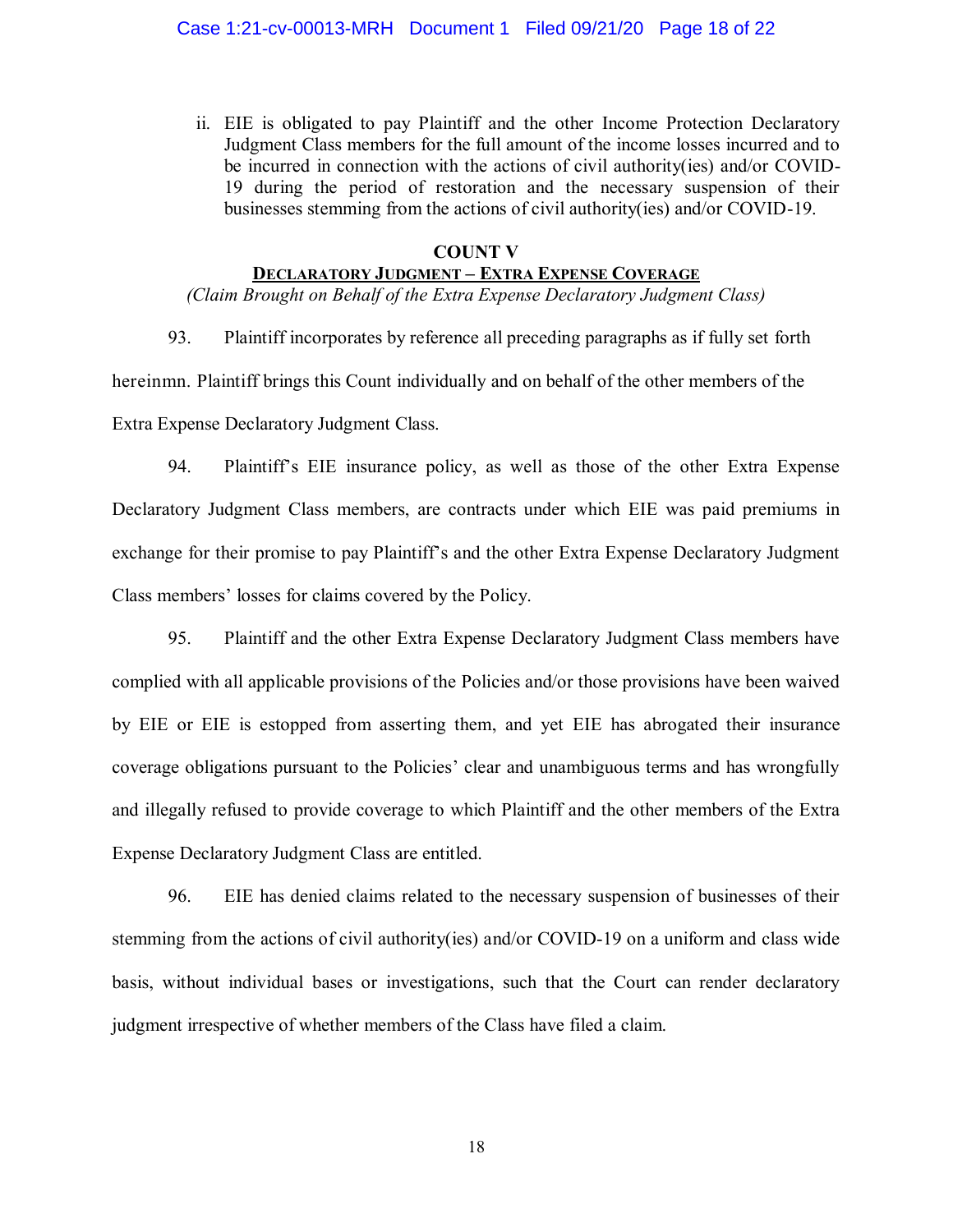ii. EIE is obligated to pay Plaintiff and the other Income Protection Declaratory Judgment Class members for the full amount of the income losses incurred and to be incurred in connection with the actions of civil authority(ies) and/or COVID-19 during the period of restoration and the necessary suspension of their businesses stemming from the actions of civil authority(ies) and/or COVID-19.

## COUNT V

### DECLARATORY JUDGMENT – EXTRA EXPENSE COVERAGE

*(Claim Brought on Behalf of the Extra Expense Declaratory Judgment Class)*

93. Plaintiff incorporates by reference all preceding paragraphs as if fully set forth hereinmn. Plaintiff brings this Count individually and on behalf of the other members of the Extra Expense Declaratory Judgment Class.

94. Plaintiff's EIE insurance policy, as well as those of the other Extra Expense Declaratory Judgment Class members, are contracts under which EIE was paid premiums in exchange for their promise to pay Plaintiff's and the other Extra Expense Declaratory Judgment Class members' losses for claims covered by the Policy.

95. Plaintiff and the other Extra Expense Declaratory Judgment Class members have complied with all applicable provisions of the Policies and/or those provisions have been waived by EIE or EIE is estopped from asserting them, and yet EIE has abrogated their insurance coverage obligations pursuant to the Policies' clear and unambiguous terms and has wrongfully and illegally refused to provide coverage to which Plaintiff and the other members of the Extra Expense Declaratory Judgment Class are entitled.

96. EIE has denied claims related to the necessary suspension of businesses of their stemming from the actions of civil authority(ies) and/or COVID-19 on a uniform and class wide basis, without individual bases or investigations, such that the Court can render declaratory judgment irrespective of whether members of the Class have filed a claim.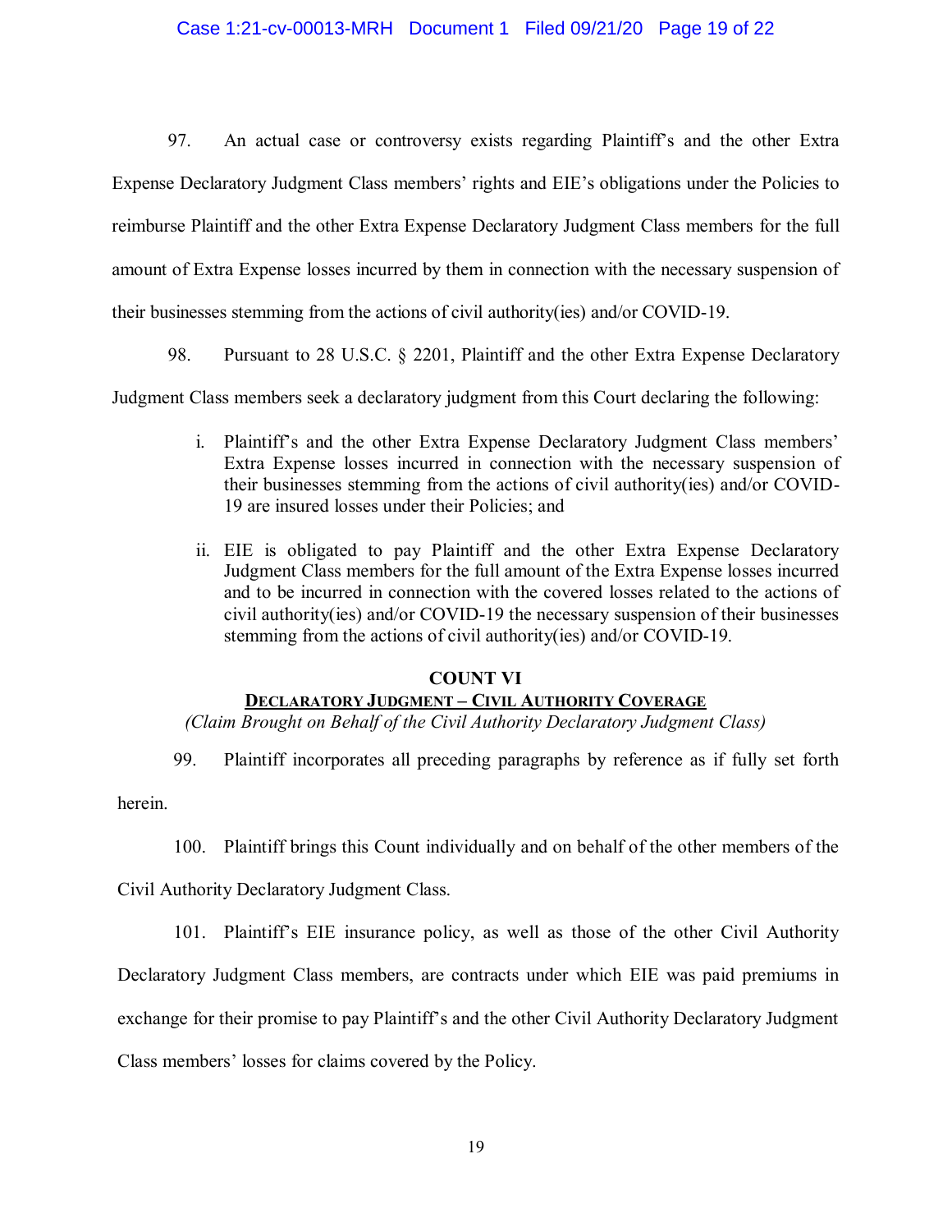97. An actual case or controversy exists regarding Plaintiff's and the other Extra Expense Declaratory Judgment Class members' rights and EIE's obligations under the Policies to reimburse Plaintiff and the other Extra Expense Declaratory Judgment Class members for the full amount of Extra Expense losses incurred by them in connection with the necessary suspension of their businesses stemming from the actions of civil authority(ies) and/or COVID-19.

98. Pursuant to 28 U.S.C. § 2201, Plaintiff and the other Extra Expense Declaratory Judgment Class members seek a declaratory judgment from this Court declaring the following:

> i. Plaintiff's and the other Extra Expense Declaratory Judgment Class members' Extra Expense losses incurred in connection with the necessary suspension of their businesses stemming from the actions of civil authority(ies) and/or COVID-19 are insured losses under their Policies; and
>
> ii. EIE is obligated to pay Plaintiff and the other Extra Expense Declaratory Judgment Class members for the full amount of the Extra Expense losses incurred and to be incurred in connection with the covered losses related to the actions of civil authority(ies) and/or COVID-19 the necessary suspension of their businesses stemming from the actions of civil authority(ies) and/or COVID-19.

## COUNT VI

### DECLARATORY JUDGMENT – CIVIL AUTHORITY COVERAGE

*(Claim Brought on Behalf of the Civil Authority Declaratory Judgment Class)*

99. Plaintiff incorporates all preceding paragraphs by reference as if fully set forth herein.

100. Plaintiff brings this Count individually and on behalf of the other members of the Civil Authority Declaratory Judgment Class.

101. Plaintiff's EIE insurance policy, as well as those of the other Civil Authority Declaratory Judgment Class members, are contracts under which EIE was paid premiums in exchange for their promise to pay Plaintiff's and the other Civil Authority Declaratory Judgment Class members' losses for claims covered by the Policy.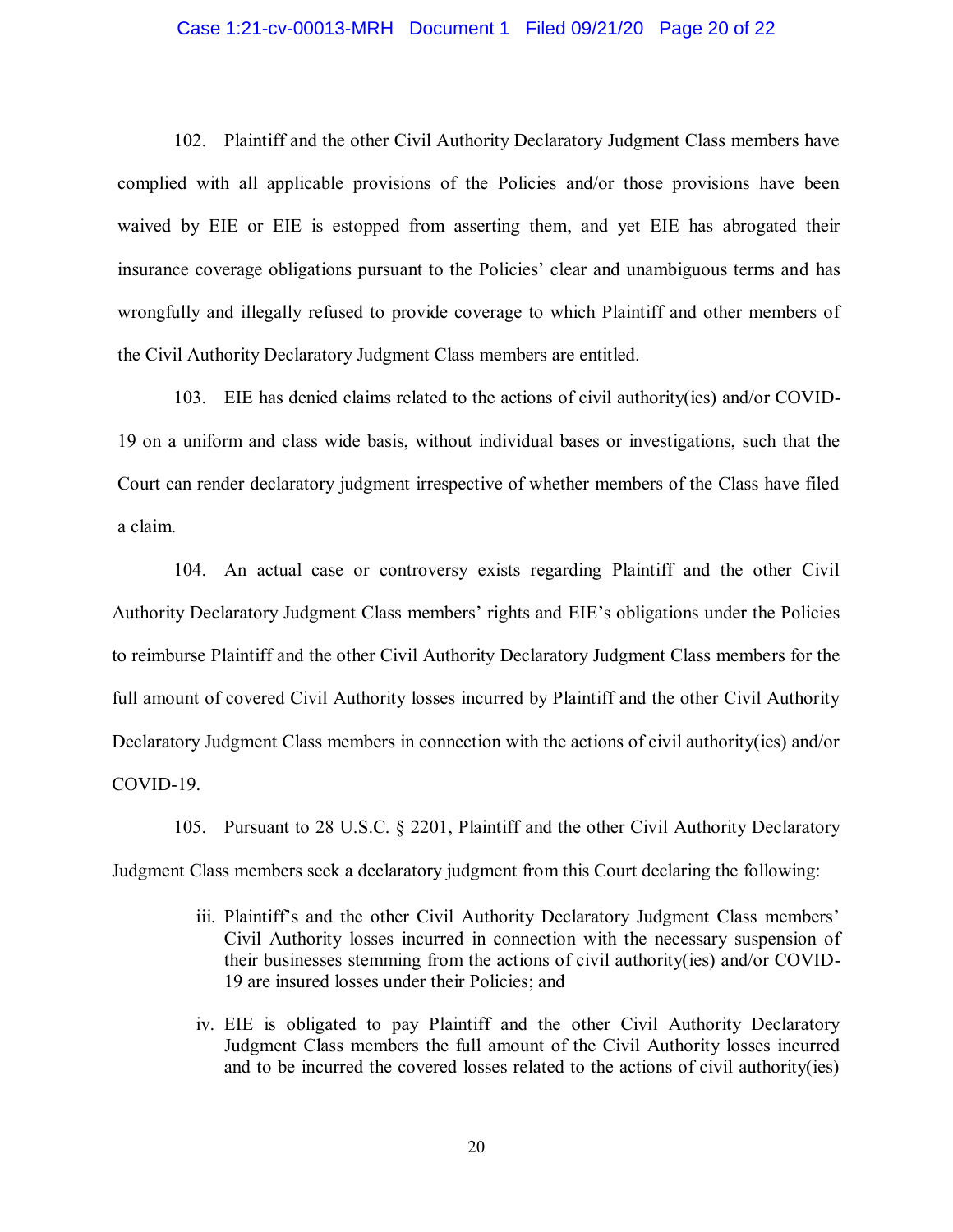102. Plaintiff and the other Civil Authority Declaratory Judgment Class members have complied with all applicable provisions of the Policies and/or those provisions have been waived by EIE or EIE is estopped from asserting them, and yet EIE has abrogated their insurance coverage obligations pursuant to the Policies' clear and unambiguous terms and has wrongfully and illegally refused to provide coverage to which Plaintiff and other members of the Civil Authority Declaratory Judgment Class members are entitled.

103. EIE has denied claims related to the actions of civil authority(ies) and/or COVID-19 on a uniform and class wide basis, without individual bases or investigations, such that the Court can render declaratory judgment irrespective of whether members of the Class have filed a claim.

104. An actual case or controversy exists regarding Plaintiff and the other Civil Authority Declaratory Judgment Class members' rights and EIE's obligations under the Policies to reimburse Plaintiff and the other Civil Authority Declaratory Judgment Class members for the full amount of covered Civil Authority losses incurred by Plaintiff and the other Civil Authority Declaratory Judgment Class members in connection with the actions of civil authority(ies) and/or COVID-19.

105. Pursuant to 28 U.S.C. § 2201, Plaintiff and the other Civil Authority Declaratory Judgment Class members seek a declaratory judgment from this Court declaring the following:

> iii. Plaintiff's and the other Civil Authority Declaratory Judgment Class members' Civil Authority losses incurred in connection with the necessary suspension of their businesses stemming from the actions of civil authority(ies) and/or COVID-19 are insured losses under their Policies; and
>
> iv. EIE is obligated to pay Plaintiff and the other Civil Authority Declaratory Judgment Class members the full amount of the Civil Authority losses incurred and to be incurred the covered losses related to the actions of civil authority(ies)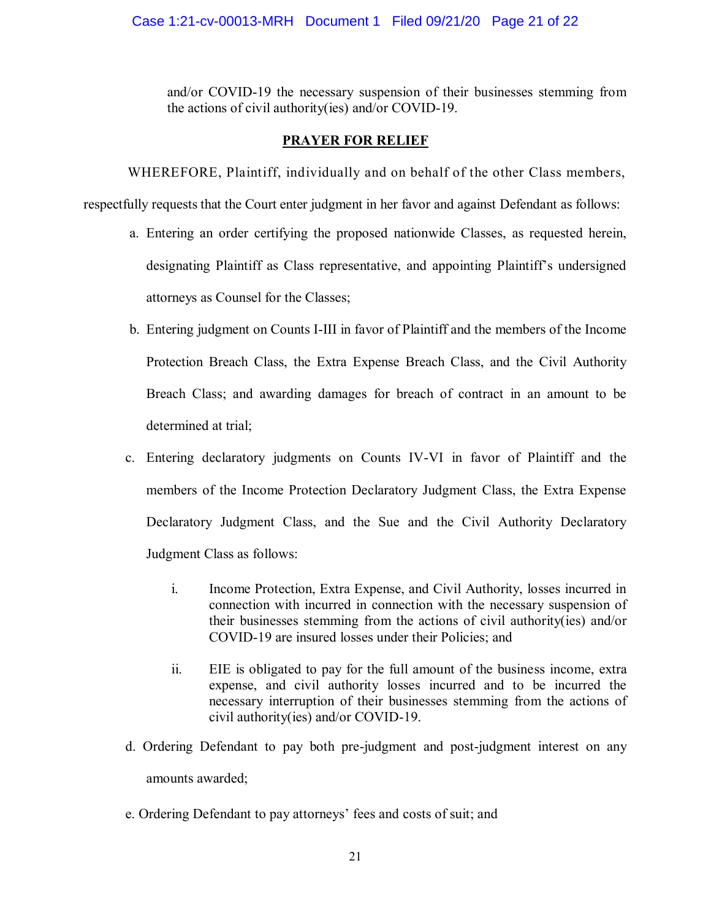and/or COVID-19 the necessary suspension of their businesses stemming from the actions of civil authority(ies) and/or COVID-19.

## PRAYER FOR RELIEF

WHEREFORE, Plaintiff, individually and on behalf of the other Class members, respectfully requests that the Court enter judgment in her favor and against Defendant as follows:

a. Entering an order certifying the proposed nationwide Classes, as requested herein, designating Plaintiff as Class representative, and appointing Plaintiff's undersigned attorneys as Counsel for the Classes;

b. Entering judgment on Counts I-III in favor of Plaintiff and the members of the Income Protection Breach Class, the Extra Expense Breach Class, and the Civil Authority Breach Class; and awarding damages for breach of contract in an amount to be determined at trial;

c. Entering declaratory judgments on Counts IV-VI in favor of Plaintiff and the members of the Income Protection Declaratory Judgment Class, the Extra Expense Declaratory Judgment Class, and the Sue and the Civil Authority Declaratory Judgment Class as follows:

   i. Income Protection, Extra Expense, and Civil Authority, losses incurred in connection with incurred in connection with the necessary suspension of their businesses stemming from the actions of civil authority(ies) and/or COVID-19 are insured losses under their Policies; and

   ii. EIE is obligated to pay for the full amount of the business income, extra expense, and civil authority losses incurred and to be incurred the necessary interruption of their businesses stemming from the actions of civil authority(ies) and/or COVID-19.

d. Ordering Defendant to pay both pre-judgment and post-judgment interest on any amounts awarded;

e. Ordering Defendant to pay attorneys' fees and costs of suit; and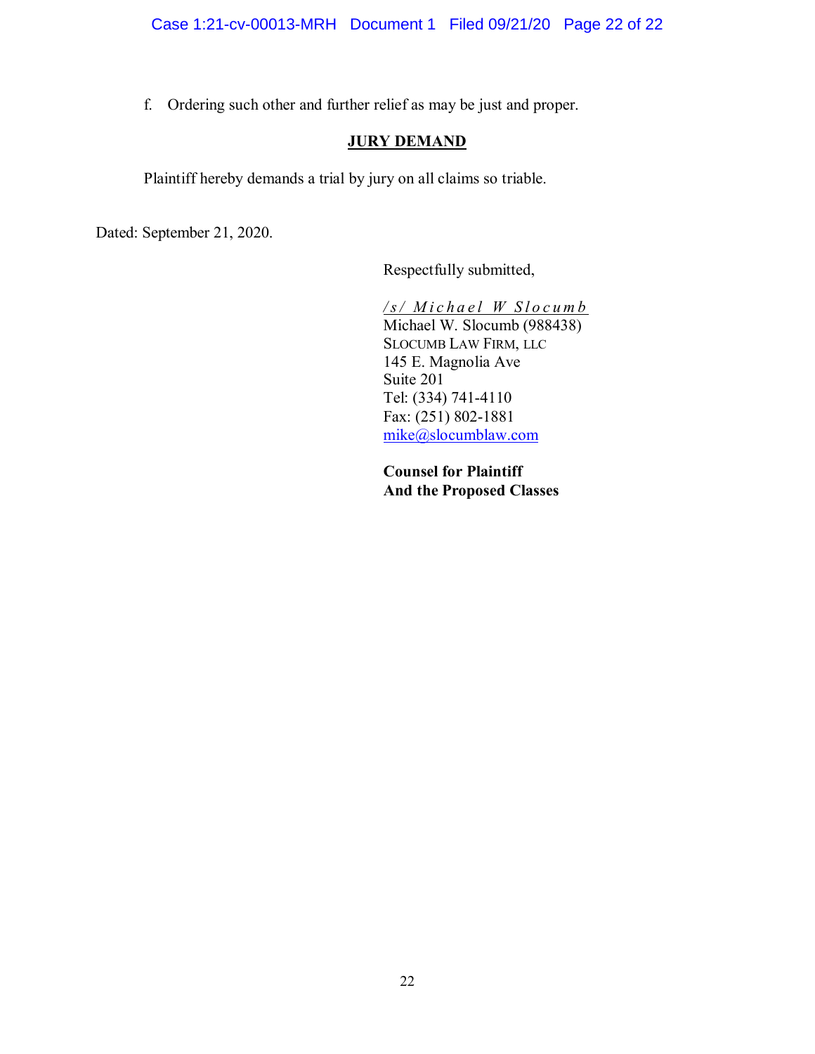f. Ordering such other and further relief as may be just and proper.

## JURY DEMAND

Plaintiff hereby demands a trial by jury on all claims so triable.

Dated: September 21, 2020.

Respectfully submitted,

*/s/ Michael W Slocumb*
Michael W. Slocumb (988438)
SLOCUMB LAW FIRM, LLC
145 E. Magnolia Ave
Suite 201
Tel: (334) 741-4110
Fax: (251) 802-1881
mike@slocumblaw.com

**Counsel for Plaintiff**
**And the Proposed Classes**